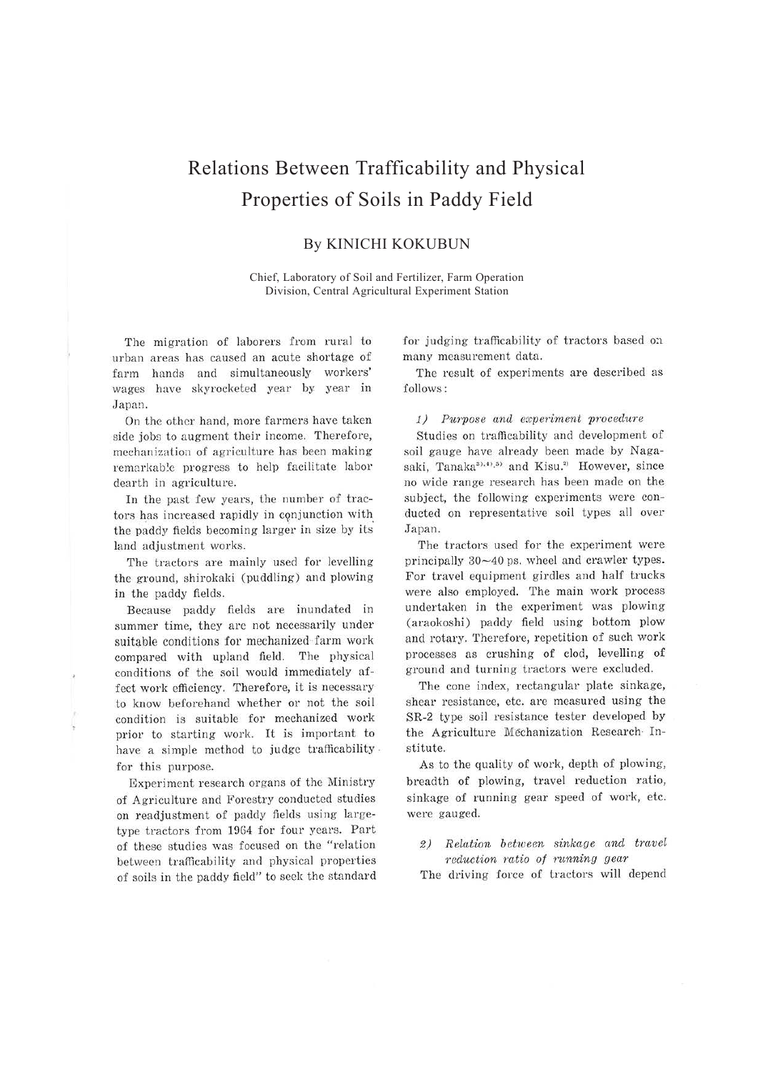# Relations Between Trafficability and Physical Properties of Soils in Paddy Field

By KINICHI KOKUBUN

Chief, Laboratory of Soil and Fertilizer, Farm Operation Division, Central Agricultural Experiment Station

The migration of laborers from rural to urban areas has caused an acute shortage of farm hands and simultaneously workers' wages have skyrocketed year by year in Japan.

On the other hand, more farmers have taken side jobs to augment their income. Therefore, mechanization of agriculture has been making remarkable progress to help facilitate labor dearth in agriculture.

In the past few years, the number of tractors has increased rapidly in conjunction with the paddy fields becoming larger in size by its land adjustment works.

The tractors are mainly used for levelling the ground, shirokaki (puddling) and plowing in the paddy fields.

Because paddy fields are inundated in summer time, they are not necessarily under suitable conditions for mechanized farm work compared with upland field. The physical conditions of the soil would immediately affect work efficiency. Therefore, it is necessary to know beforehand whether or not the soil condition is suitable for mechanized work prior to starting work. It is important to have a simple method to judge trafficability for this purpose.

Experiment research organs of the Ministry of Agriculture and Forestry conducted studies on readjustment of paddy fields using large-type tractors from 1964 for four years. Part of these studies was focused on the "relation between trafficability and physical properties of soils in the paddy field" to seek the standard for judging trafficability of tractors based on many measurement data.

The result of experiments are described as follows:

*1) Purpose and experiment procedure*

Studies on trafficability and development of soil gauge have already been made by Nagasaki, Tanaka[3),4),5)] and Kisu.[2)] However, since no wide range research has been made on the subject, the following experiments were conducted on representative soil types all over Japan.

The tractors used for the experiment were principally 30~40 ps. wheel and crawler types. For travel equipment girdles and half trucks were also employed. The main work process undertaken in the experiment was plowing (araokoshi) paddy field using bottom plow and rotary. Therefore, repetition of such work processes as crushing of clod, levelling of ground and turning tractors were excluded.

The cone index, rectangular plate sinkage, shear resistance, etc. are measured using the SR-2 type soil resistance tester developed by the Agriculture Mechanization Research Institute.

As to the quality of work, depth of plowing, breadth of plowing, travel reduction ratio, sinkage of running gear speed of work, etc. were gauged.

*2) Relation between sinkage and travel reduction ratio of running gear*

The driving force of tractors will depend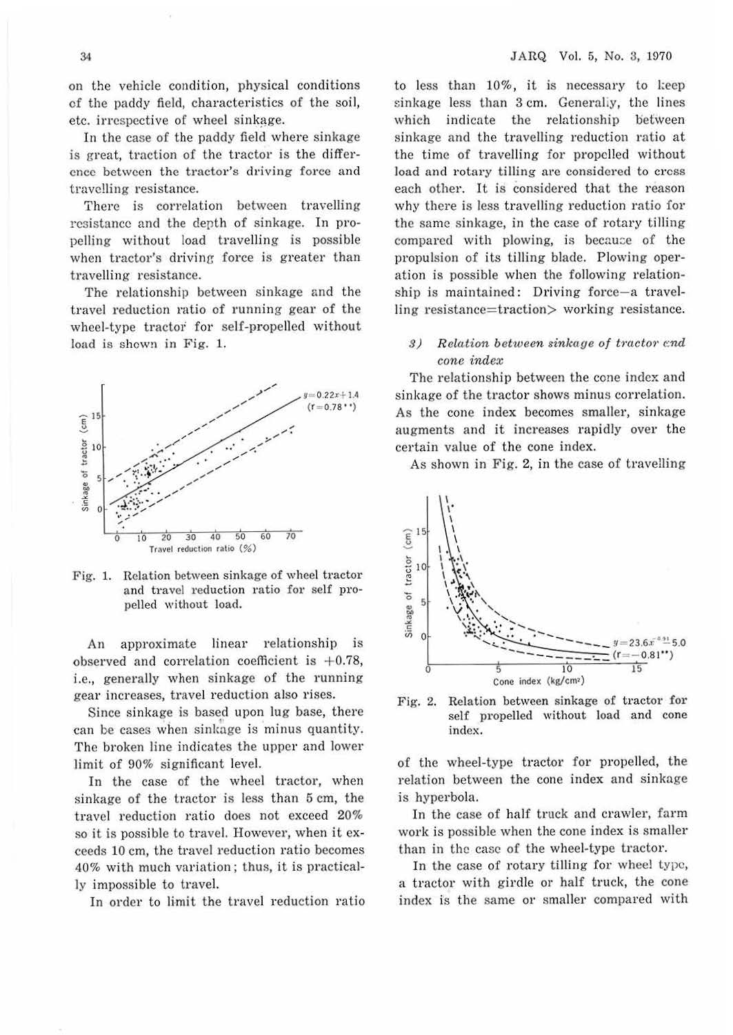on the vehicle condition, physical conditions of the paddy field, characteristics of the soil, etc. irrespective of wheel sinkage.

In the case of the paddy field where sinkage is great, traction of the tractor is the difference between the tractor's driving force and travelling resistance.

There is correlation between travelling resistance and the depth of sinkage. In propelling without load travelling is possible when tractor's driving force is greater than travelling resistance.

The relationship between sinkage and the travel reduction ratio of running gear of the wheel-type tractor for self-propelled without load is shown in Fig. 1.

Fig. 1. Relation between sinkage of wheel tractor and travel reduction ratio for self propelled without load.

An approximate linear relationship is observed and correlation coefficient is +0.78, i.e., generally when sinkage of the running gear increases, travel reduction also rises.

Since sinkage is based upon lug base, there can be cases when sinkage is minus quantity. The broken line indicates the upper and lower limit of 90% significant level.

In the case of the wheel tractor, when sinkage of the tractor is less than 5 cm, the travel reduction ratio does not exceed 20% so it is possible to travel. However, when it exceeds 10 cm, the travel reduction ratio becomes 40% with much variation; thus, it is practically impossible to travel.

In order to limit the travel reduction ratio to less than 10%, it is necessary to keep sinkage less than 3 cm. Generally, the lines which indicate the relationship between sinkage and the travelling reduction ratio at the time of travelling for propelled without load and rotary tilling are considered to cross each other. It is considered that the reason why there is less travelling reduction ratio for the same sinkage, in the case of rotary tilling compared with plowing, is because of the propulsion of its tilling blade. Plowing operation is possible when the following relationship is maintained: Driving force−a travelling resistance=traction> working resistance.

### 3) *Relation between sinkage of tractor and cone index*

The relationship between the cone index and sinkage of the tractor shows minus correlation. As the cone index becomes smaller, sinkage augments and it increases rapidly over the certain value of the cone index.

As shown in Fig. 2, in the case of travelling of the wheel-type tractor for propelled, the relation between the cone index and sinkage is hyperbola.

Fig. 2. Relation between sinkage of tractor for self propelled without load and cone index.

In the case of half truck and crawler, farm work is possible when the cone index is smaller than in the case of the wheel-type tractor.

In the case of rotary tilling for wheel type, a tractor with girdle or half truck, the cone index is the same or smaller compared with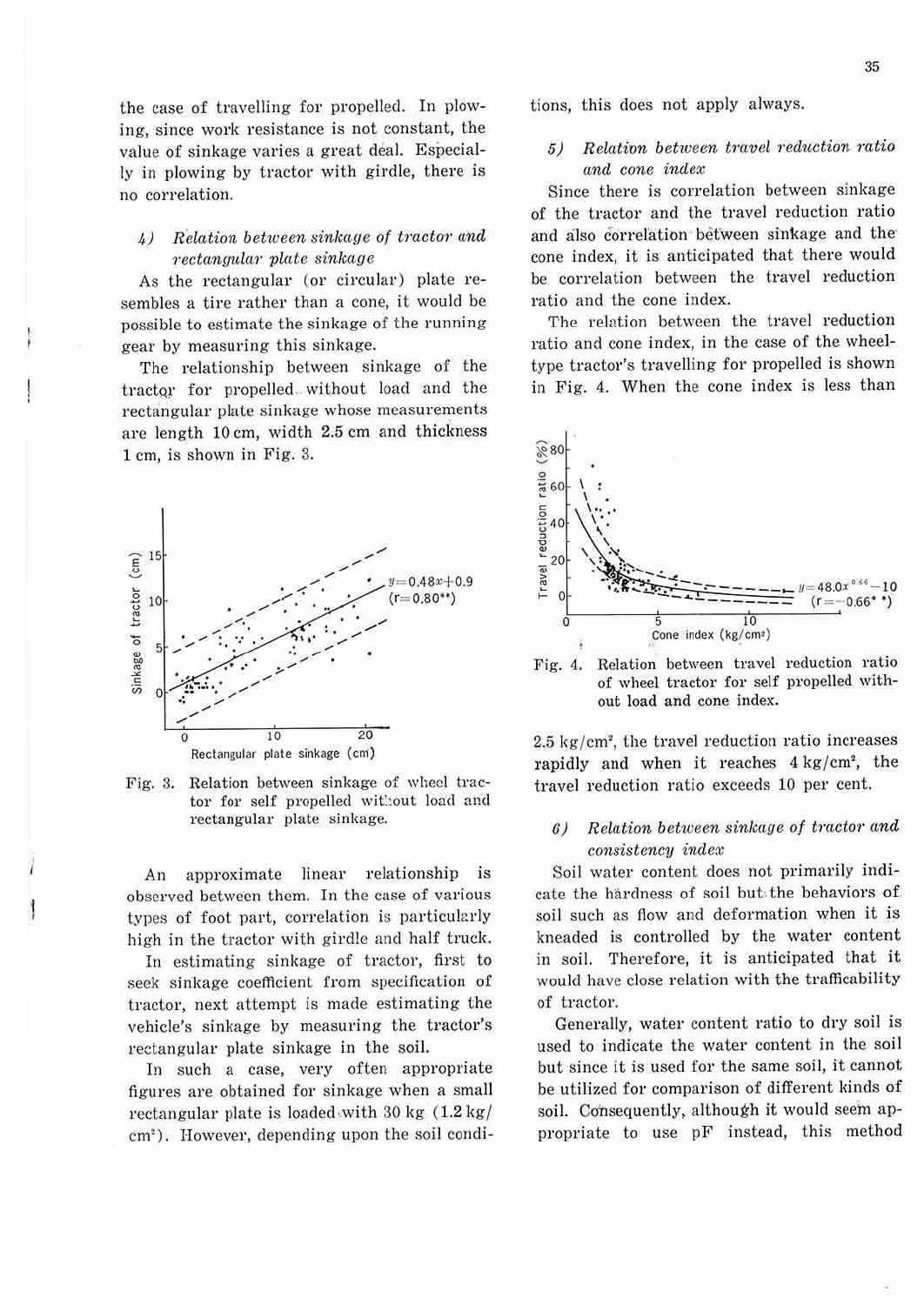the case of travelling for propelled. In plowing, since work resistance is not constant, the value of sinkage varies a great deal. Especially in plowing by tractor with girdle, there is no correlation.

### 4) *Relation between sinkage of tractor and rectangular plate sinkage*

As the rectangular (or circular) plate resembles a tire rather than a cone, it would be possible to estimate the sinkage of the running gear by measuring this sinkage.

The relationship between sinkage of the tractor for propelled without load and the rectangular plate sinkage whose measurements are length 10 cm, width 2.5 cm and thickness 1 cm, is shown in Fig. 3.

Fig. 3. Relation between sinkage of wheel tractor for self propelled without load and rectangular plate sinkage.

An approximate linear relationship is observed between them. In the case of various types of foot part, correlation is particularly high in the tractor with girdle and half truck.

In estimating sinkage of tractor, first to seek sinkage coefficient from specification of tractor, next attempt is made estimating the vehicle's sinkage by measuring the tractor's rectangular plate sinkage in the soil.

In such a case, very often appropriate figures are obtained for sinkage when a small rectangular plate is loaded with 30 kg (1.2 kg/cm$^2$). However, depending upon the soil conditions, this does not apply always.

### 5) *Relation between travel reduction ratio and cone index*

Since there is correlation between sinkage of the tractor and the travel reduction ratio and also correlation between sinkage and the cone index, it is anticipated that there would be correlation between the travel reduction ratio and the cone index.

The relation between the travel reduction ratio and cone index, in the case of the wheel-type tractor's travelling for propelled is shown in Fig. 4. When the cone index is less than 2.5 kg/cm$^2$, the travel reduction ratio increases rapidly and when it reaches 4 kg/cm$^2$, the travel reduction ratio exceeds 10 per cent.

Fig. 4. Relation between travel reduction ratio of wheel tractor for self propelled without load and cone index.

### 6) *Relation between sinkage of tractor and consistency index*

Soil water content does not primarily indicate the hardness of soil but the behaviors of soil such as flow and deformation when it is kneaded is controlled by the water content in soil. Therefore, it is anticipated that it would have close relation with the trafficability of tractor.

Generally, water content ratio to dry soil is used to indicate the water content in the soil but since it is used for the same soil, it cannot be utilized for comparison of different kinds of soil. Consequently, although it would seem appropriate to use pF instead, this method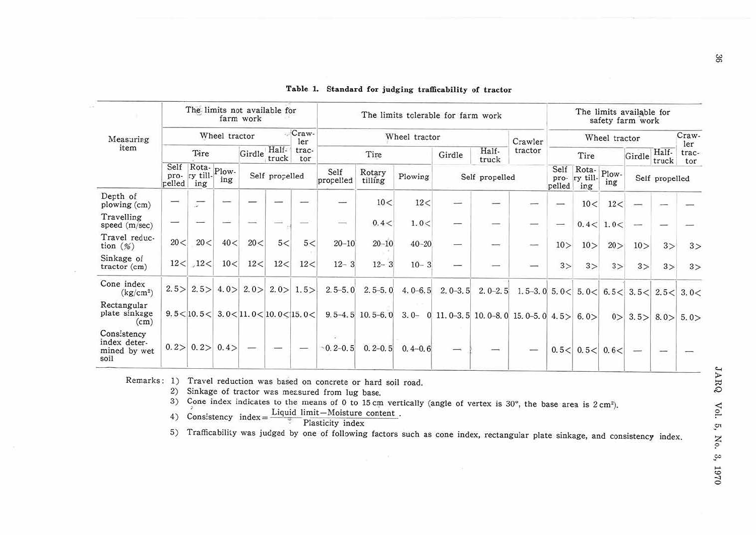**Table 1. Standard for judging trafficability of tractor**

| Measuring item | The limits not available for farm work | | | | | | The limits tolerable for farm work | | | | | | The limits available for safety farm work | | | | | |
|---|---|---|---|---|---|---|---|---|---|---|---|---|---|---|---|---|---|---|
| | Wheel tractor | | | | | Crawler tractor | Wheel tractor | | | | | Crawler tractor | Wheel tractor | | | | | Crawler tractor |
| | Tire | | | Girdle | Half-truck | | Tire | | | Girdle | Half-truck | | Tire | | | Girdle | Half-truck | |
| | Self propelled | Rotary tilling | Plowing | Self propelled | | | Self propelled | Rotary tilling | Plowing | Self propelled | | | Self propelled | Rotary tilling | Plowing | Self propelled | | |
| Depth of plowing (cm) | — | — | — | — | — | — | — | 10< | 12< | — | — | — | — | 10< | 12< | — | — | — |
| Travelling speed (m/sec) | — | — | — | — | — | — | — | 0.4< | 1.0< | — | — | — | — | 0.4< | 1.0< | — | — | — |
| Travel reduction (%) | 20< | 20< | 40< | 20< | 5< | 5< | 20–10 | 20–10 | 40–20 | — | — | — | 10> | 10> | 20> | 10> | 3> | 3> |
| Sinkage of tractor (cm) | 12< | 12< | 10< | 12< | 12< | 12< | 12– 3 | 12– 3 | 10– 3 | — | — | — | 3> | 3> | 3> | 3> | 3> | 3> |
| Cone index (kg/cm²) | 2.5> | 2.5> | 4.0> | 2.0> | 2.0> | 1.5> | 2.5–5.0 | 2.5–5.0 | 4.0–6.5 | 2.0–3.5 | 2.0–2.5 | 1.5–3.0 | 5.0< | 5.0< | 6.5< | 3.5< | 2.5< | 3.0< |
| Rectangular plate sinkage (cm) | 9.5< | 10.5< | 3.0< | 11.0< | 10.0< | 15.0< | 9.5–4.5 | 10.5–6.0 | 3.0– 0 | 11.0–3.5 | 10.0–8.0 | 15.0–5.0 | 4.5> | 6.0> | 0> | 3.5> | 8.0> | 5.0> |
| Consistency index determined by wet soil | 0.2> | 0.2> | 0.4> | — | — | — | 0.2–0.5 | 0.2–0.5 | 0.4–0.6 | — | — | — | 0.5< | 0.5< | 0.6< | — | — | — |

Remarks:
1) Travel reduction was based on concrete or hard soil road.
2) Sinkage of tractor was measured from lug base.
3) Cone index indicates to the means of 0 to 15 cm vertically (angle of vertex is 30°, the base area is 2 cm²).
4) Consistency index $= \dfrac{\text{Liquid limit} - \text{Moisture content}}{\text{Plasticity index}}$.
5) Trafficability was judged by one of following factors such as cone index, rectangular plate sinkage, and consistency index.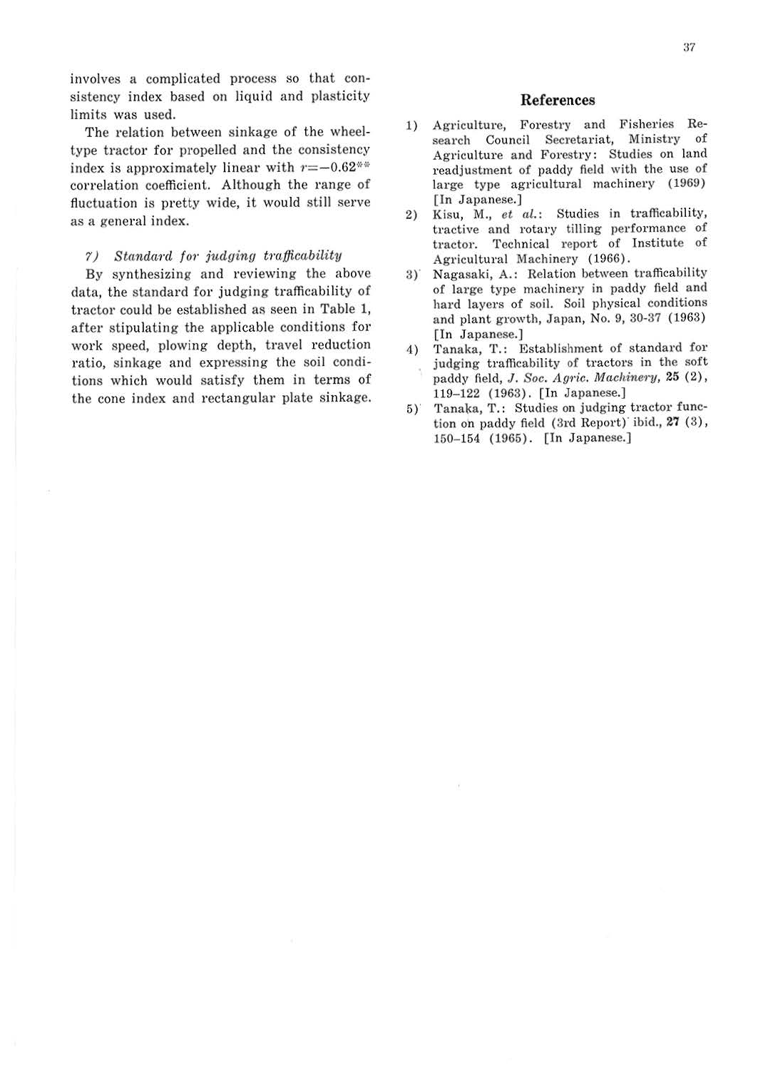involves a complicated process so that consistency index based on liquid and plasticity limits was used.

The relation between sinkage of the wheel-type tractor for propelled and the consistency index is approximately linear with $r=-0.62^{**}$ correlation coefficient. Although the range of fluctuation is pretty wide, it would still serve as a general index.

*7) Standard for judging trafficability*

By synthesizing and reviewing the above data, the standard for judging trafficability of tractor could be established as seen in Table 1, after stipulating the applicable conditions for work speed, plowing depth, travel reduction ratio, sinkage and expressing the soil conditions which would satisfy them in terms of the cone index and rectangular plate sinkage.

## References

1) Agriculture, Forestry and Fisheries Research Council Secretariat, Ministry of Agriculture and Forestry: Studies on land readjustment of paddy field with the use of large type agricultural machinery (1969) [In Japanese.]
2) Kisu, M., *et al.*: Studies in trafficability, tractive and rotary tilling performance of tractor. Technical report of Institute of Agricultural Machinery (1966).
3) Nagasaki, A.: Relation between trafficability of large type machinery in paddy field and hard layers of soil. Soil physical conditions and plant growth, Japan, No. 9, 30-37 (1963) [In Japanese.]
4) Tanaka, T.: Establishment of standard for judging trafficability of tractors in the soft paddy field, *J. Soc. Agric. Machinery*, **25** (2), 119-122 (1963). [In Japanese.]
5) Tanaka, T.: Studies on judging tractor function on paddy field (3rd Report) ibid., **27** (3), 150-154 (1965). [In Japanese.]